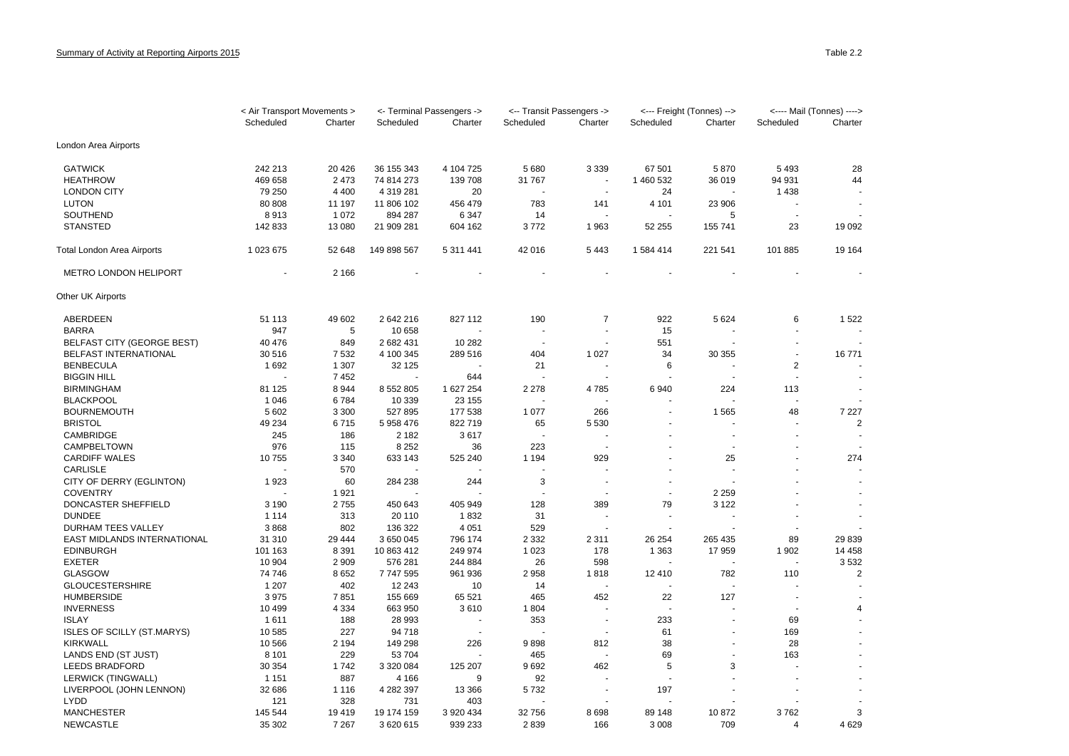Summary of Activity at Reporting Airports 2015

Table 2.2

| | < Air Transport Movements > | | <- Terminal Passengers -> | | <-- Transit Passengers -> | | <--- Freight (Tonnes) --> | | <---- Mail (Tonnes) ----> | |
|---|---|---|---|---|---|---|---|---|---|---|
| | Scheduled | Charter | Scheduled | Charter | Scheduled | Charter | Scheduled | Charter | Scheduled | Charter |
| London Area Airports | | | | | | | | | | |
| GATWICK | 242 213 | 20 426 | 36 155 343 | 4 104 725 | 5 680 | 3 339 | 67 501 | 5 870 | 5 493 | 28 |
| HEATHROW | 469 658 | 2 473 | 74 814 273 | 139 708 | 31 767 | - | 1 460 532 | 36 019 | 94 931 | 44 |
| LONDON CITY | 79 250 | 4 400 | 4 319 281 | 20 | - | - | 24 | - | 1 438 | - |
| LUTON | 80 808 | 11 197 | 11 806 102 | 456 479 | 783 | 141 | 4 101 | 23 906 | - | - |
| SOUTHEND | 8 913 | 1 072 | 894 287 | 6 347 | 14 | - | - | 5 | - | - |
| STANSTED | 142 833 | 13 080 | 21 909 281 | 604 162 | 3 772 | 1 963 | 52 255 | 155 741 | 23 | 19 092 |
| Total London Area Airports | 1 023 675 | 52 648 | 149 898 567 | 5 311 441 | 42 016 | 5 443 | 1 584 414 | 221 541 | 101 885 | 19 164 |
| METRO LONDON HELIPORT | - | 2 166 | - | - | - | - | - | - | - | - |
| Other UK Airports | | | | | | | | | | |
| ABERDEEN | 51 113 | 49 602 | 2 642 216 | 827 112 | 190 | 7 | 922 | 5 624 | 6 | 1 522 |
| BARRA | 947 | 5 | 10 658 | - | - | - | 15 | - | - | - |
| BELFAST CITY (GEORGE BEST) | 40 476 | 849 | 2 682 431 | 10 282 | - | - | 551 | - | - | - |
| BELFAST INTERNATIONAL | 30 516 | 7 532 | 4 100 345 | 289 516 | 404 | 1 027 | 34 | 30 355 | - | 16 771 |
| BENBECULA | 1 692 | 1 307 | 32 125 | - | 21 | - | 6 | - | 2 | - |
| BIGGIN HILL | - | 7 452 | - | 644 | - | - | - | - | - | - |
| BIRMINGHAM | 81 125 | 8 944 | 8 552 805 | 1 627 254 | 2 278 | 4 785 | 6 940 | 224 | 113 | - |
| BLACKPOOL | 1 046 | 6 784 | 10 339 | 23 155 | - | - | - | - | - | - |
| BOURNEMOUTH | 5 602 | 3 300 | 527 895 | 177 538 | 1 077 | 266 | - | 1 565 | 48 | 7 227 |
| BRISTOL | 49 234 | 6 715 | 5 958 476 | 822 719 | 65 | 5 530 | - | - | - | 2 |
| CAMBRIDGE | 245 | 186 | 2 182 | 3 617 | - | - | - | - | - | - |
| CAMPBELTOWN | 976 | 115 | 8 252 | 36 | 223 | - | - | - | - | - |
| CARDIFF WALES | 10 755 | 3 340 | 633 143 | 525 240 | 1 194 | 929 | - | 25 | - | 274 |
| CARLISLE | - | 570 | - | - | - | - | - | - | - | - |
| CITY OF DERRY (EGLINTON) | 1 923 | 60 | 284 238 | 244 | 3 | - | - | - | - | - |
| COVENTRY | - | 1 921 | - | - | - | - | - | 2 259 | - | - |
| DONCASTER SHEFFIELD | 3 190 | 2 755 | 450 643 | 405 949 | 128 | 389 | 79 | 3 122 | - | - |
| DUNDEE | 1 114 | 313 | 20 110 | 1 832 | 31 | - | - | - | - | - |
| DURHAM TEES VALLEY | 3 868 | 802 | 136 322 | 4 051 | 529 | - | - | - | - | - |
| EAST MIDLANDS INTERNATIONAL | 31 310 | 29 444 | 3 650 045 | 796 174 | 2 332 | 2 311 | 26 254 | 265 435 | 89 | 29 839 |
| EDINBURGH | 101 163 | 8 391 | 10 863 412 | 249 974 | 1 023 | 178 | 1 363 | 17 959 | 1 902 | 14 458 |
| EXETER | 10 904 | 2 909 | 576 281 | 244 884 | 26 | 598 | - | - | - | 3 532 |
| GLASGOW | 74 746 | 8 652 | 7 747 595 | 961 936 | 2 958 | 1 818 | 12 410 | 782 | 110 | 2 |
| GLOUCESTERSHIRE | 1 207 | 402 | 12 243 | 10 | 14 | - | - | - | - | - |
| HUMBERSIDE | 3 975 | 7 851 | 155 669 | 65 521 | 465 | 452 | 22 | 127 | - | - |
| INVERNESS | 10 499 | 4 334 | 663 950 | 3 610 | 1 804 | - | - | - | - | 4 |
| ISLAY | 1 611 | 188 | 28 993 | - | 353 | - | 233 | - | 69 | - |
| ISLES OF SCILLY (ST.MARYS) | 10 585 | 227 | 94 718 | - | - | - | 61 | - | 169 | - |
| KIRKWALL | 10 566 | 2 194 | 149 298 | 226 | 9 898 | 812 | 38 | - | 28 | - |
| LANDS END (ST JUST) | 8 101 | 229 | 53 704 | - | 465 | - | 69 | - | 163 | - |
| LEEDS BRADFORD | 30 354 | 1 742 | 3 320 084 | 125 207 | 9 692 | 462 | 5 | 3 | - | - |
| LERWICK (TINGWALL) | 1 151 | 887 | 4 166 | 9 | 92 | - | - | - | - | - |
| LIVERPOOL (JOHN LENNON) | 32 686 | 1 116 | 4 282 397 | 13 366 | 5 732 | - | 197 | - | - | - |
| LYDD | 121 | 328 | 731 | 403 | - | - | - | - | - | - |
| MANCHESTER | 145 544 | 19 419 | 19 174 159 | 3 920 434 | 32 756 | 8 698 | 89 148 | 10 872 | 3 762 | 3 |
| NEWCASTLE | 35 302 | 7 267 | 3 620 615 | 939 233 | 2 839 | 166 | 3 008 | 709 | 4 | 4 629 |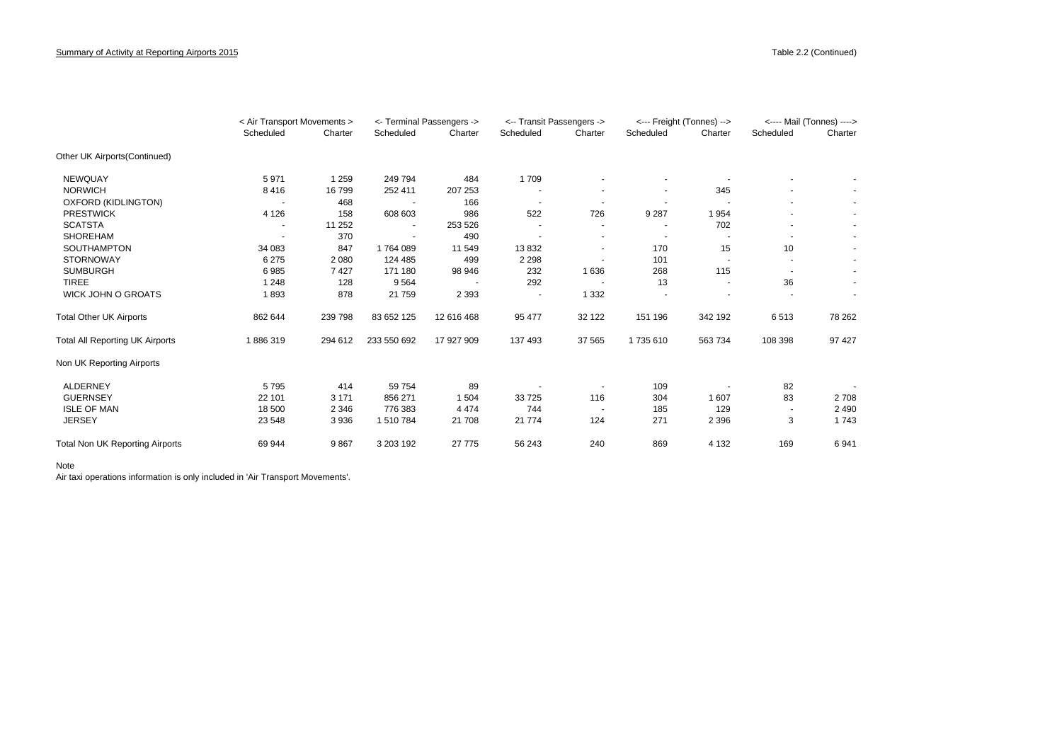Summary of Activity at Reporting Airports 2015

Table 2.2 (Continued)

| | < Air Transport Movements > | | <- Terminal Passengers -> | | <-- Transit Passengers -> | | <--- Freight (Tonnes) --> | | <---- Mail (Tonnes) ----> | |
|---|---|---|---|---|---|---|---|---|---|---|
| | Scheduled | Charter | Scheduled | Charter | Scheduled | Charter | Scheduled | Charter | Scheduled | Charter |
| Other UK Airports(Continued) | | | | | | | | | | |
| NEWQUAY | 5 971 | 1 259 | 249 794 | 484 | 1 709 | - | - | - | - | - |
| NORWICH | 8 416 | 16 799 | 252 411 | 207 253 | - | - | - | 345 | - | - |
| OXFORD (KIDLINGTON) | - | 468 | - | 166 | - | - | - | - | - | - |
| PRESTWICK | 4 126 | 158 | 608 603 | 986 | 522 | 726 | 9 287 | 1 954 | - | - |
| SCATSTA | - | 11 252 | - | 253 526 | - | - | - | 702 | - | - |
| SHOREHAM | - | 370 | - | 490 | - | - | - | - | - | - |
| SOUTHAMPTON | 34 083 | 847 | 1 764 089 | 11 549 | 13 832 | - | 170 | 15 | 10 | - |
| STORNOWAY | 6 275 | 2 080 | 124 485 | 499 | 2 298 | - | 101 | - | - | - |
| SUMBURGH | 6 985 | 7 427 | 171 180 | 98 946 | 232 | 1 636 | 268 | 115 | - | - |
| TIREE | 1 248 | 128 | 9 564 | - | 292 | - | 13 | - | 36 | - |
| WICK JOHN O GROATS | 1 893 | 878 | 21 759 | 2 393 | - | 1 332 | - | - | - | - |
| Total Other UK Airports | 862 644 | 239 798 | 83 652 125 | 12 616 468 | 95 477 | 32 122 | 151 196 | 342 192 | 6 513 | 78 262 |
| Total All Reporting UK Airports | 1 886 319 | 294 612 | 233 550 692 | 17 927 909 | 137 493 | 37 565 | 1 735 610 | 563 734 | 108 398 | 97 427 |
| Non UK Reporting Airports | | | | | | | | | | |
| ALDERNEY | 5 795 | 414 | 59 754 | 89 | - | - | 109 | - | 82 | - |
| GUERNSEY | 22 101 | 3 171 | 856 271 | 1 504 | 33 725 | 116 | 304 | 1 607 | 83 | 2 708 |
| ISLE OF MAN | 18 500 | 2 346 | 776 383 | 4 474 | 744 | - | 185 | 129 | - | 2 490 |
| JERSEY | 23 548 | 3 936 | 1 510 784 | 21 708 | 21 774 | 124 | 271 | 2 396 | 3 | 1 743 |
| Total Non UK Reporting Airports | 69 944 | 9 867 | 3 203 192 | 27 775 | 56 243 | 240 | 869 | 4 132 | 169 | 6 941 |

Note

Air taxi operations information is only included in 'Air Transport Movements'.